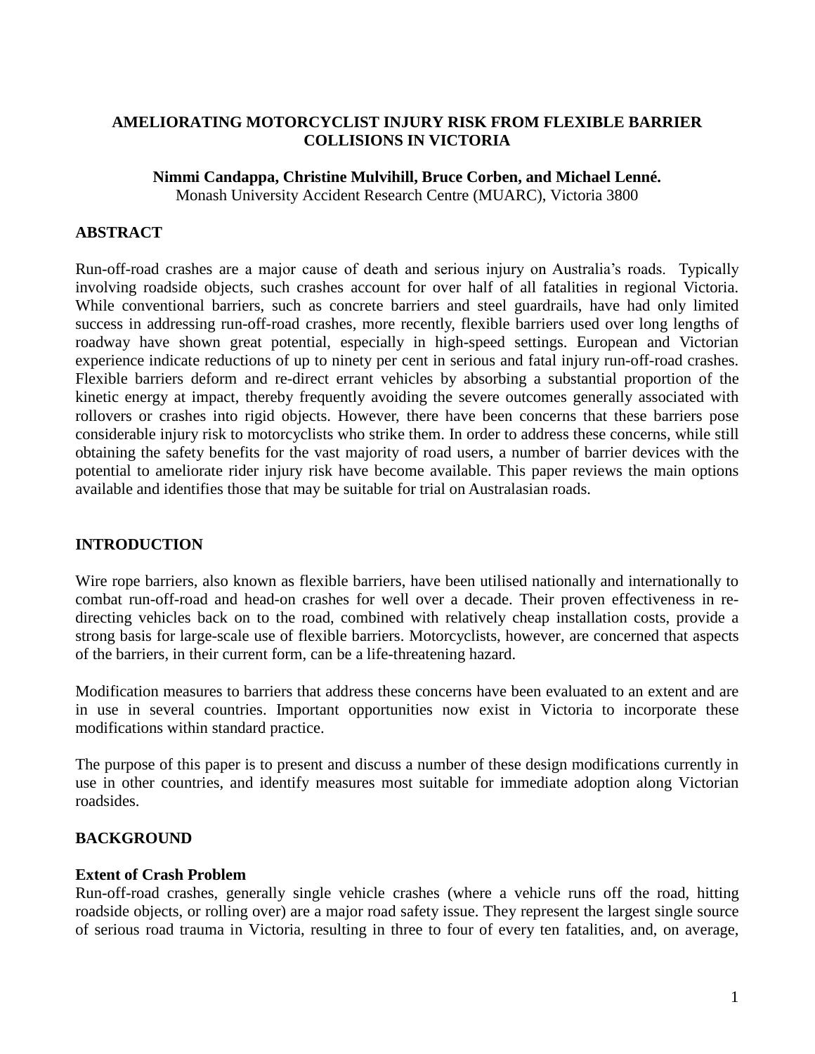# AMELIORATING MOTORCYCLIST INJURY RISK FROM FLEXIBLE BARRIER COLLISIONS IN VICTORIA

**Nimmi Candappa, Christine Mulvihill, Bruce Corben, and Michael Lenné.**
Monash University Accident Research Centre (MUARC), Victoria 3800

## ABSTRACT

Run-off-road crashes are a major cause of death and serious injury on Australia's roads. Typically involving roadside objects, such crashes account for over half of all fatalities in regional Victoria. While conventional barriers, such as concrete barriers and steel guardrails, have had only limited success in addressing run-off-road crashes, more recently, flexible barriers used over long lengths of roadway have shown great potential, especially in high-speed settings. European and Victorian experience indicate reductions of up to ninety per cent in serious and fatal injury run-off-road crashes. Flexible barriers deform and re-direct errant vehicles by absorbing a substantial proportion of the kinetic energy at impact, thereby frequently avoiding the severe outcomes generally associated with rollovers or crashes into rigid objects. However, there have been concerns that these barriers pose considerable injury risk to motorcyclists who strike them. In order to address these concerns, while still obtaining the safety benefits for the vast majority of road users, a number of barrier devices with the potential to ameliorate rider injury risk have become available. This paper reviews the main options available and identifies those that may be suitable for trial on Australasian roads.

## INTRODUCTION

Wire rope barriers, also known as flexible barriers, have been utilised nationally and internationally to combat run-off-road and head-on crashes for well over a decade. Their proven effectiveness in re-directing vehicles back on to the road, combined with relatively cheap installation costs, provide a strong basis for large-scale use of flexible barriers. Motorcyclists, however, are concerned that aspects of the barriers, in their current form, can be a life-threatening hazard.

Modification measures to barriers that address these concerns have been evaluated to an extent and are in use in several countries. Important opportunities now exist in Victoria to incorporate these modifications within standard practice.

The purpose of this paper is to present and discuss a number of these design modifications currently in use in other countries, and identify measures most suitable for immediate adoption along Victorian roadsides.

## BACKGROUND

### Extent of Crash Problem

Run-off-road crashes, generally single vehicle crashes (where a vehicle runs off the road, hitting roadside objects, or rolling over) are a major road safety issue. They represent the largest single source of serious road trauma in Victoria, resulting in three to four of every ten fatalities, and, on average,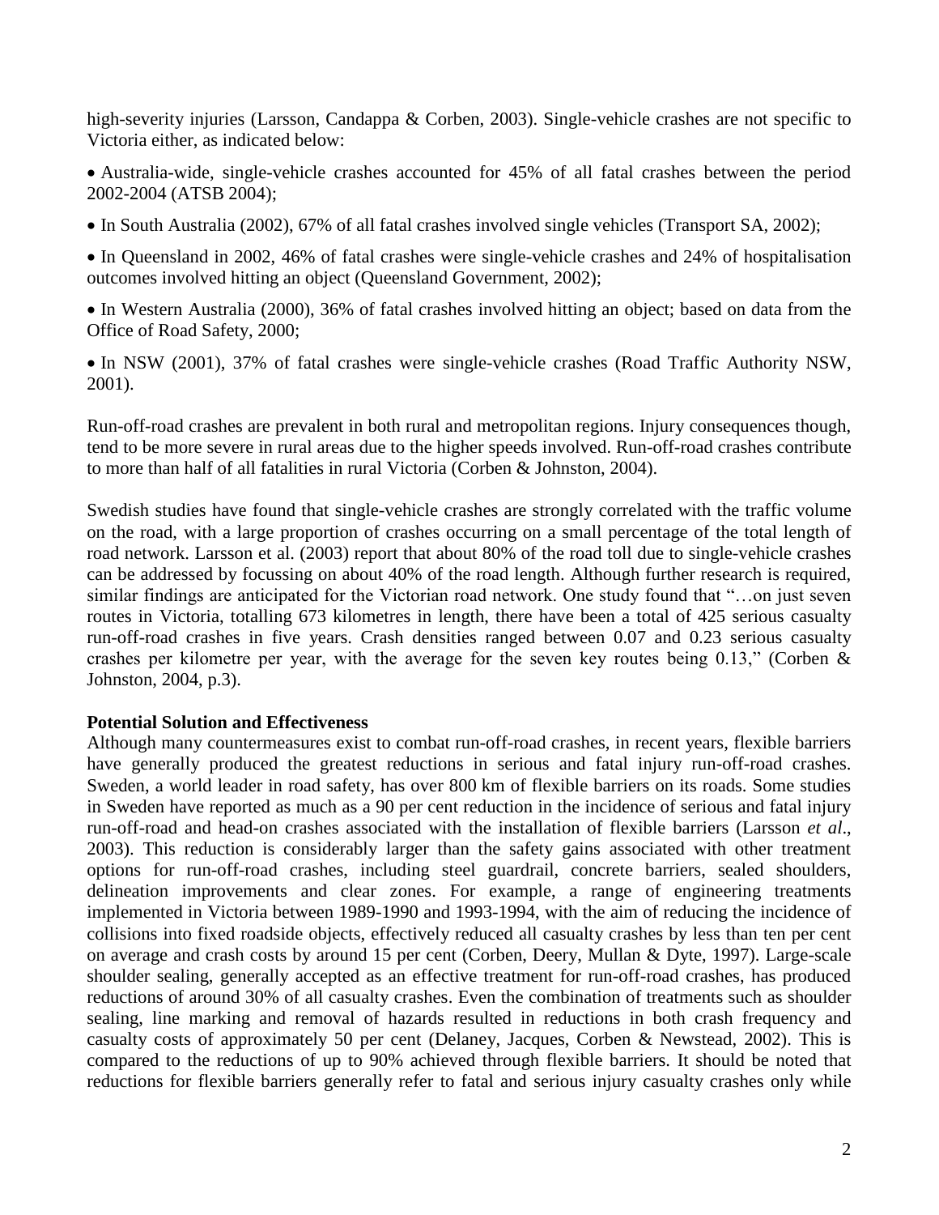high-severity injuries (Larsson, Candappa & Corben, 2003). Single-vehicle crashes are not specific to Victoria either, as indicated below:

- Australia-wide, single-vehicle crashes accounted for 45% of all fatal crashes between the period 2002-2004 (ATSB 2004);
- In South Australia (2002), 67% of all fatal crashes involved single vehicles (Transport SA, 2002);
- In Queensland in 2002, 46% of fatal crashes were single-vehicle crashes and 24% of hospitalisation outcomes involved hitting an object (Queensland Government, 2002);
- In Western Australia (2000), 36% of fatal crashes involved hitting an object; based on data from the Office of Road Safety, 2000;
- In NSW (2001), 37% of fatal crashes were single-vehicle crashes (Road Traffic Authority NSW, 2001).

Run-off-road crashes are prevalent in both rural and metropolitan regions. Injury consequences though, tend to be more severe in rural areas due to the higher speeds involved. Run-off-road crashes contribute to more than half of all fatalities in rural Victoria (Corben & Johnston, 2004).

Swedish studies have found that single-vehicle crashes are strongly correlated with the traffic volume on the road, with a large proportion of crashes occurring on a small percentage of the total length of road network. Larsson et al. (2003) report that about 80% of the road toll due to single-vehicle crashes can be addressed by focussing on about 40% of the road length. Although further research is required, similar findings are anticipated for the Victorian road network. One study found that "…on just seven routes in Victoria, totalling 673 kilometres in length, there have been a total of 425 serious casualty run-off-road crashes in five years. Crash densities ranged between 0.07 and 0.23 serious casualty crashes per kilometre per year, with the average for the seven key routes being 0.13," (Corben & Johnston, 2004, p.3).

**Potential Solution and Effectiveness**

Although many countermeasures exist to combat run-off-road crashes, in recent years, flexible barriers have generally produced the greatest reductions in serious and fatal injury run-off-road crashes. Sweden, a world leader in road safety, has over 800 km of flexible barriers on its roads. Some studies in Sweden have reported as much as a 90 per cent reduction in the incidence of serious and fatal injury run-off-road and head-on crashes associated with the installation of flexible barriers (Larsson *et al*., 2003). This reduction is considerably larger than the safety gains associated with other treatment options for run-off-road crashes, including steel guardrail, concrete barriers, sealed shoulders, delineation improvements and clear zones. For example, a range of engineering treatments implemented in Victoria between 1989-1990 and 1993-1994, with the aim of reducing the incidence of collisions into fixed roadside objects, effectively reduced all casualty crashes by less than ten per cent on average and crash costs by around 15 per cent (Corben, Deery, Mullan & Dyte, 1997). Large-scale shoulder sealing, generally accepted as an effective treatment for run-off-road crashes, has produced reductions of around 30% of all casualty crashes. Even the combination of treatments such as shoulder sealing, line marking and removal of hazards resulted in reductions in both crash frequency and casualty costs of approximately 50 per cent (Delaney, Jacques, Corben & Newstead, 2002). This is compared to the reductions of up to 90% achieved through flexible barriers. It should be noted that reductions for flexible barriers generally refer to fatal and serious injury casualty crashes only while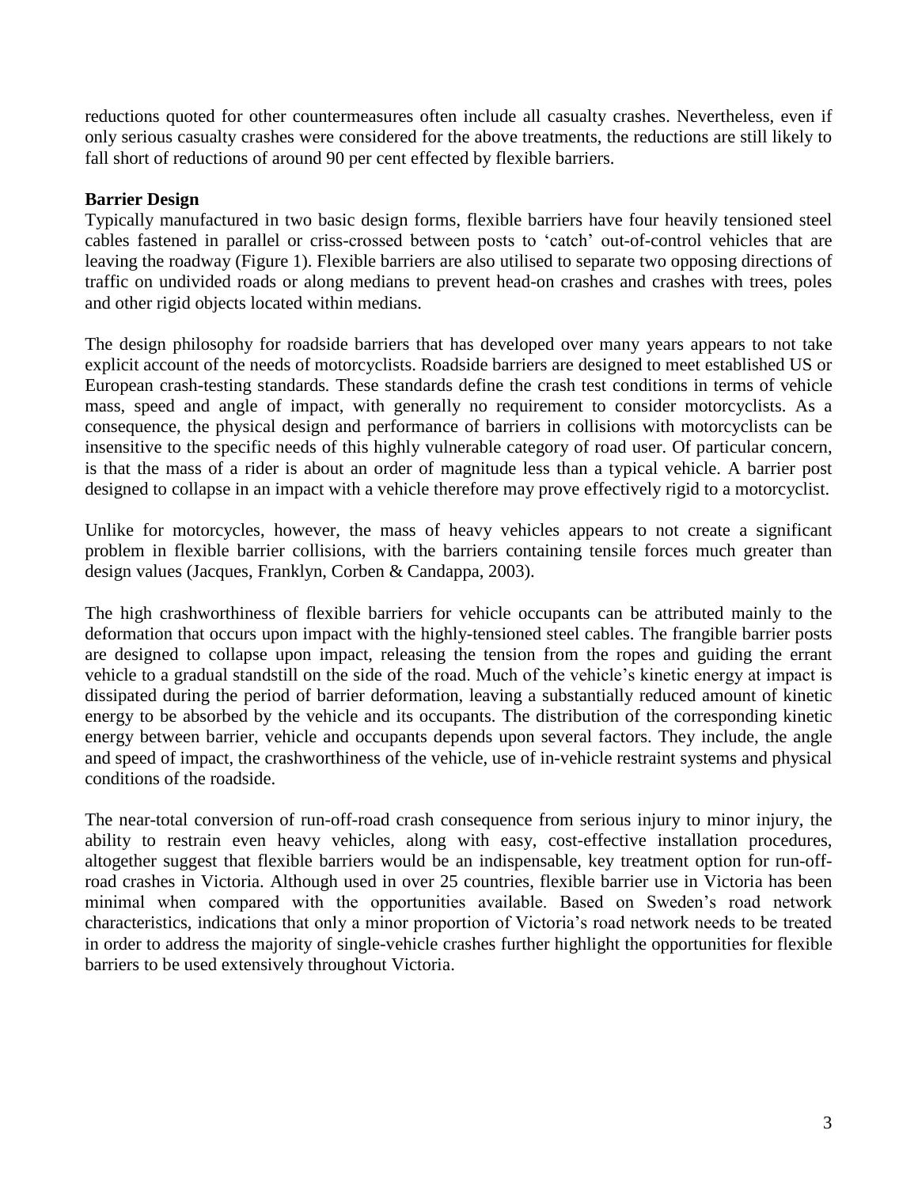reductions quoted for other countermeasures often include all casualty crashes. Nevertheless, even if only serious casualty crashes were considered for the above treatments, the reductions are still likely to fall short of reductions of around 90 per cent effected by flexible barriers.

**Barrier Design**

Typically manufactured in two basic design forms, flexible barriers have four heavily tensioned steel cables fastened in parallel or criss-crossed between posts to 'catch' out-of-control vehicles that are leaving the roadway (Figure 1). Flexible barriers are also utilised to separate two opposing directions of traffic on undivided roads or along medians to prevent head-on crashes and crashes with trees, poles and other rigid objects located within medians.

The design philosophy for roadside barriers that has developed over many years appears to not take explicit account of the needs of motorcyclists. Roadside barriers are designed to meet established US or European crash-testing standards. These standards define the crash test conditions in terms of vehicle mass, speed and angle of impact, with generally no requirement to consider motorcyclists. As a consequence, the physical design and performance of barriers in collisions with motorcyclists can be insensitive to the specific needs of this highly vulnerable category of road user. Of particular concern, is that the mass of a rider is about an order of magnitude less than a typical vehicle. A barrier post designed to collapse in an impact with a vehicle therefore may prove effectively rigid to a motorcyclist.

Unlike for motorcycles, however, the mass of heavy vehicles appears to not create a significant problem in flexible barrier collisions, with the barriers containing tensile forces much greater than design values (Jacques, Franklyn, Corben & Candappa, 2003).

The high crashworthiness of flexible barriers for vehicle occupants can be attributed mainly to the deformation that occurs upon impact with the highly-tensioned steel cables. The frangible barrier posts are designed to collapse upon impact, releasing the tension from the ropes and guiding the errant vehicle to a gradual standstill on the side of the road. Much of the vehicle's kinetic energy at impact is dissipated during the period of barrier deformation, leaving a substantially reduced amount of kinetic energy to be absorbed by the vehicle and its occupants. The distribution of the corresponding kinetic energy between barrier, vehicle and occupants depends upon several factors. They include, the angle and speed of impact, the crashworthiness of the vehicle, use of in-vehicle restraint systems and physical conditions of the roadside.

The near-total conversion of run-off-road crash consequence from serious injury to minor injury, the ability to restrain even heavy vehicles, along with easy, cost-effective installation procedures, altogether suggest that flexible barriers would be an indispensable, key treatment option for run-off-road crashes in Victoria. Although used in over 25 countries, flexible barrier use in Victoria has been minimal when compared with the opportunities available. Based on Sweden's road network characteristics, indications that only a minor proportion of Victoria's road network needs to be treated in order to address the majority of single-vehicle crashes further highlight the opportunities for flexible barriers to be used extensively throughout Victoria.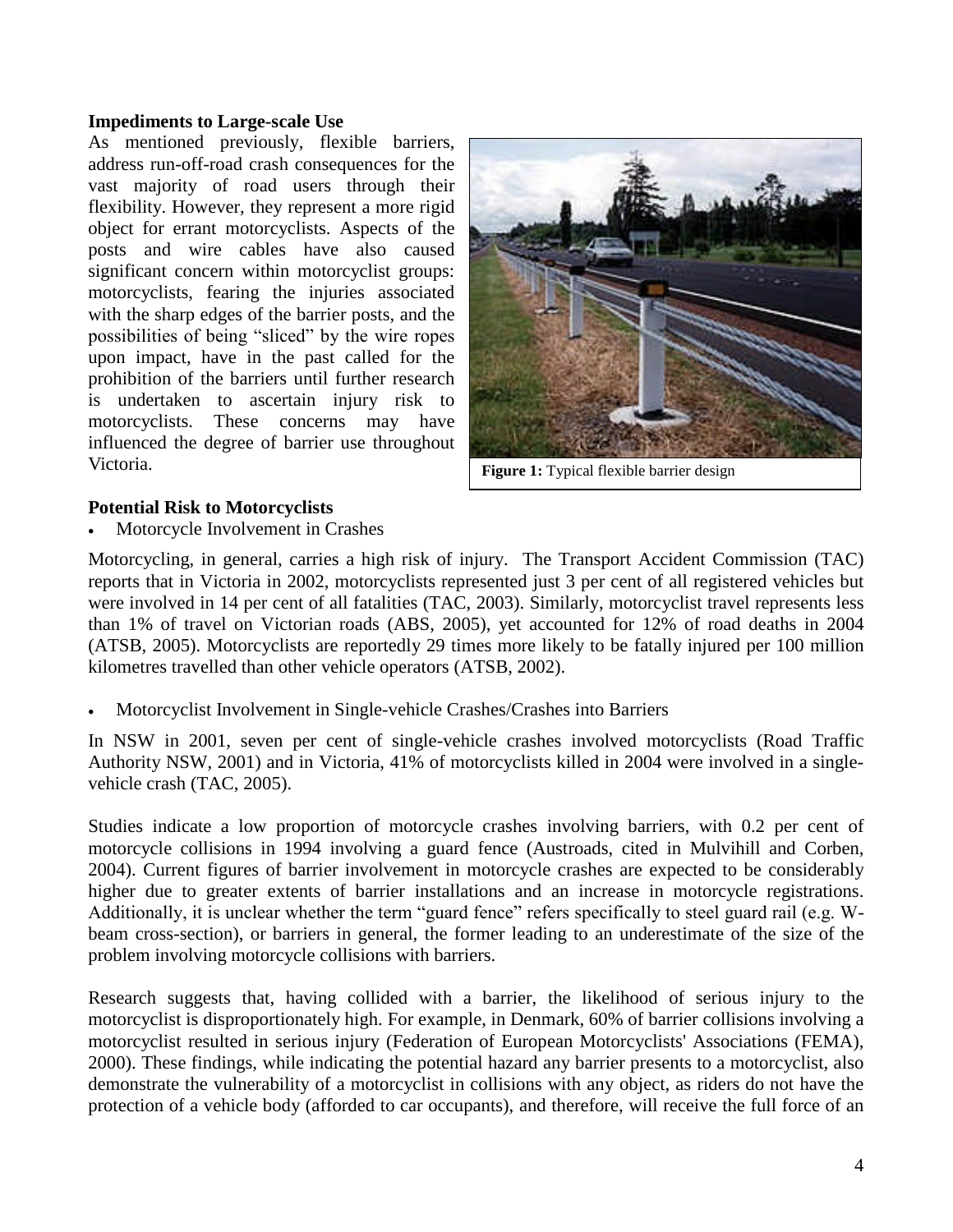**Impediments to Large-scale Use**

As mentioned previously, flexible barriers, address run-off-road crash consequences for the vast majority of road users through their flexibility. However, they represent a more rigid object for errant motorcyclists. Aspects of the posts and wire cables have also caused significant concern within motorcyclist groups: motorcyclists, fearing the injuries associated with the sharp edges of the barrier posts, and the possibilities of being "sliced" by the wire ropes upon impact, have in the past called for the prohibition of the barriers until further research is undertaken to ascertain injury risk to motorcyclists. These concerns may have influenced the degree of barrier use throughout Victoria.

**Figure 1:** Typical flexible barrier design

**Potential Risk to Motorcyclists**

- Motorcycle Involvement in Crashes

Motorcycling, in general, carries a high risk of injury. The Transport Accident Commission (TAC) reports that in Victoria in 2002, motorcyclists represented just 3 per cent of all registered vehicles but were involved in 14 per cent of all fatalities (TAC, 2003). Similarly, motorcyclist travel represents less than 1% of travel on Victorian roads (ABS, 2005), yet accounted for 12% of road deaths in 2004 (ATSB, 2005). Motorcyclists are reportedly 29 times more likely to be fatally injured per 100 million kilometres travelled than other vehicle operators (ATSB, 2002).

- Motorcyclist Involvement in Single-vehicle Crashes/Crashes into Barriers

In NSW in 2001, seven per cent of single-vehicle crashes involved motorcyclists (Road Traffic Authority NSW, 2001) and in Victoria, 41% of motorcyclists killed in 2004 were involved in a single-vehicle crash (TAC, 2005).

Studies indicate a low proportion of motorcycle crashes involving barriers, with 0.2 per cent of motorcycle collisions in 1994 involving a guard fence (Austroads, cited in Mulvihill and Corben, 2004). Current figures of barrier involvement in motorcycle crashes are expected to be considerably higher due to greater extents of barrier installations and an increase in motorcycle registrations. Additionally, it is unclear whether the term "guard fence" refers specifically to steel guard rail (e.g. W-beam cross-section), or barriers in general, the former leading to an underestimate of the size of the problem involving motorcycle collisions with barriers.

Research suggests that, having collided with a barrier, the likelihood of serious injury to the motorcyclist is disproportionately high. For example, in Denmark, 60% of barrier collisions involving a motorcyclist resulted in serious injury (Federation of European Motorcyclists' Associations (FEMA), 2000). These findings, while indicating the potential hazard any barrier presents to a motorcyclist, also demonstrate the vulnerability of a motorcyclist in collisions with any object, as riders do not have the protection of a vehicle body (afforded to car occupants), and therefore, will receive the full force of an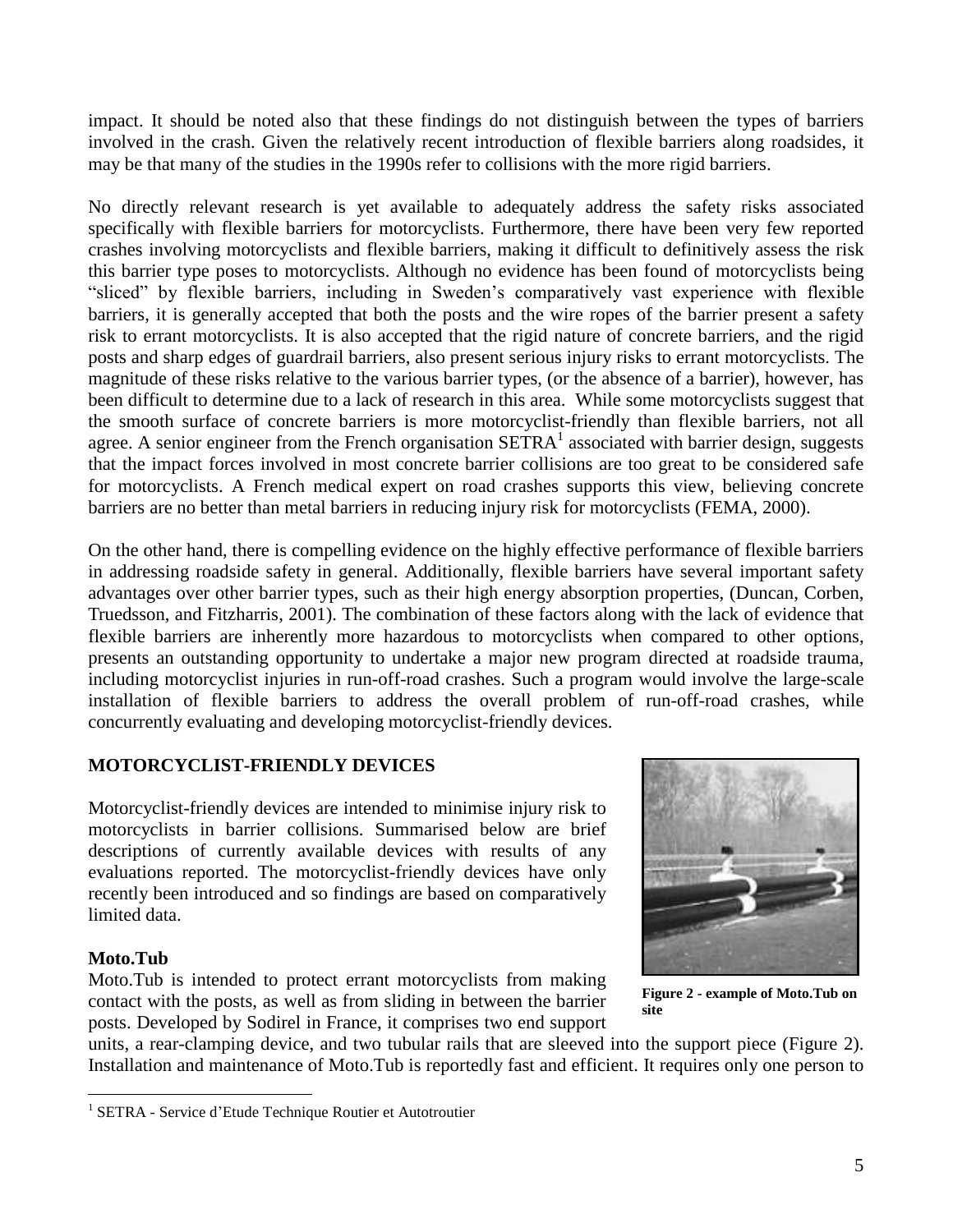impact. It should be noted also that these findings do not distinguish between the types of barriers involved in the crash. Given the relatively recent introduction of flexible barriers along roadsides, it may be that many of the studies in the 1990s refer to collisions with the more rigid barriers.

No directly relevant research is yet available to adequately address the safety risks associated specifically with flexible barriers for motorcyclists. Furthermore, there have been very few reported crashes involving motorcyclists and flexible barriers, making it difficult to definitively assess the risk this barrier type poses to motorcyclists. Although no evidence has been found of motorcyclists being "sliced" by flexible barriers, including in Sweden's comparatively vast experience with flexible barriers, it is generally accepted that both the posts and the wire ropes of the barrier present a safety risk to errant motorcyclists. It is also accepted that the rigid nature of concrete barriers, and the rigid posts and sharp edges of guardrail barriers, also present serious injury risks to errant motorcyclists. The magnitude of these risks relative to the various barrier types, (or the absence of a barrier), however, has been difficult to determine due to a lack of research in this area. While some motorcyclists suggest that the smooth surface of concrete barriers is more motorcyclist-friendly than flexible barriers, not all agree. A senior engineer from the French organisation SETRA[1] associated with barrier design, suggests that the impact forces involved in most concrete barrier collisions are too great to be considered safe for motorcyclists. A French medical expert on road crashes supports this view, believing concrete barriers are no better than metal barriers in reducing injury risk for motorcyclists (FEMA, 2000).

On the other hand, there is compelling evidence on the highly effective performance of flexible barriers in addressing roadside safety in general. Additionally, flexible barriers have several important safety advantages over other barrier types, such as their high energy absorption properties, (Duncan, Corben, Truedsson, and Fitzharris, 2001). The combination of these factors along with the lack of evidence that flexible barriers are inherently more hazardous to motorcyclists when compared to other options, presents an outstanding opportunity to undertake a major new program directed at roadside trauma, including motorcyclist injuries in run-off-road crashes. Such a program would involve the large-scale installation of flexible barriers to address the overall problem of run-off-road crashes, while concurrently evaluating and developing motorcyclist-friendly devices.

## MOTORCYCLIST-FRIENDLY DEVICES

Motorcyclist-friendly devices are intended to minimise injury risk to motorcyclists in barrier collisions. Summarised below are brief descriptions of currently available devices with results of any evaluations reported. The motorcyclist-friendly devices have only recently been introduced and so findings are based on comparatively limited data.

**Figure 2 - example of Moto.Tub on site**

### Moto.Tub

Moto.Tub is intended to protect errant motorcyclists from making contact with the posts, as well as from sliding in between the barrier posts. Developed by Sodirel in France, it comprises two end support units, a rear-clamping device, and two tubular rails that are sleeved into the support piece (Figure 2). Installation and maintenance of Moto.Tub is reportedly fast and efficient. It requires only one person to

[1] SETRA - Service d'Etude Technique Routier et Autotroutier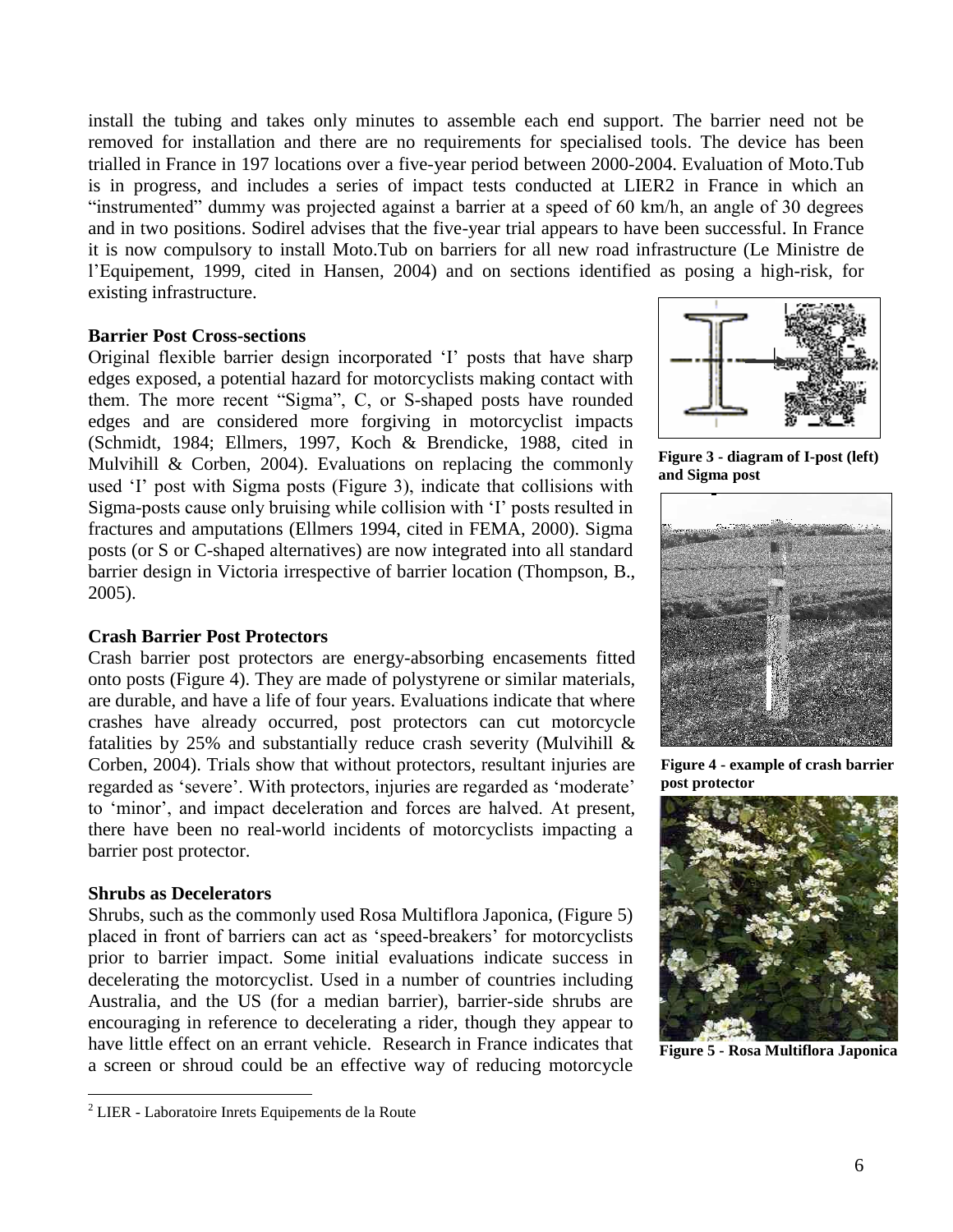install the tubing and takes only minutes to assemble each end support. The barrier need not be removed for installation and there are no requirements for specialised tools. The device has been trialled in France in 197 locations over a five-year period between 2000-2004. Evaluation of Moto.Tub is in progress, and includes a series of impact tests conducted at LIER[2] in France in which an "instrumented" dummy was projected against a barrier at a speed of 60 km/h, an angle of 30 degrees and in two positions. Sodirel advises that the five-year trial appears to have been successful. In France it is now compulsory to install Moto.Tub on barriers for all new road infrastructure (Le Ministre de l'Equipement, 1999, cited in Hansen, 2004) and on sections identified as posing a high-risk, for existing infrastructure.

### Barrier Post Cross-sections

Original flexible barrier design incorporated 'I' posts that have sharp edges exposed, a potential hazard for motorcyclists making contact with them. The more recent "Sigma", C, or S-shaped posts have rounded edges and are considered more forgiving in motorcyclist impacts (Schmidt, 1984; Ellmers, 1997, Koch & Brendicke, 1988, cited in Mulvihill & Corben, 2004). Evaluations on replacing the commonly used 'I' post with Sigma posts (Figure 3), indicate that collisions with Sigma-posts cause only bruising while collision with 'I' posts resulted in fractures and amputations (Ellmers 1994, cited in FEMA, 2000). Sigma posts (or S or C-shaped alternatives) are now integrated into all standard barrier design in Victoria irrespective of barrier location (Thompson, B., 2005).

**Figure 3 - diagram of I-post (left) and Sigma post**

### Crash Barrier Post Protectors

Crash barrier post protectors are energy-absorbing encasements fitted onto posts (Figure 4). They are made of polystyrene or similar materials, are durable, and have a life of four years. Evaluations indicate that where crashes have already occurred, post protectors can cut motorcycle fatalities by 25% and substantially reduce crash severity (Mulvihill & Corben, 2004). Trials show that without protectors, resultant injuries are regarded as 'severe'. With protectors, injuries are regarded as 'moderate' to 'minor', and impact deceleration and forces are halved. At present, there have been no real-world incidents of motorcyclists impacting a barrier post protector.

**Figure 4 - example of crash barrier post protector**

### Shrubs as Decelerators

Shrubs, such as the commonly used Rosa Multiflora Japonica, (Figure 5) placed in front of barriers can act as 'speed-breakers' for motorcyclists prior to barrier impact. Some initial evaluations indicate success in decelerating the motorcyclist. Used in a number of countries including Australia, and the US (for a median barrier), barrier-side shrubs are encouraging in reference to decelerating a rider, though they appear to have little effect on an errant vehicle. Research in France indicates that a screen or shroud could be an effective way of reducing motorcycle

**Figure 5 - Rosa Multiflora Japonica**

---

[2] LIER - Laboratoire Inrets Equipements de la Route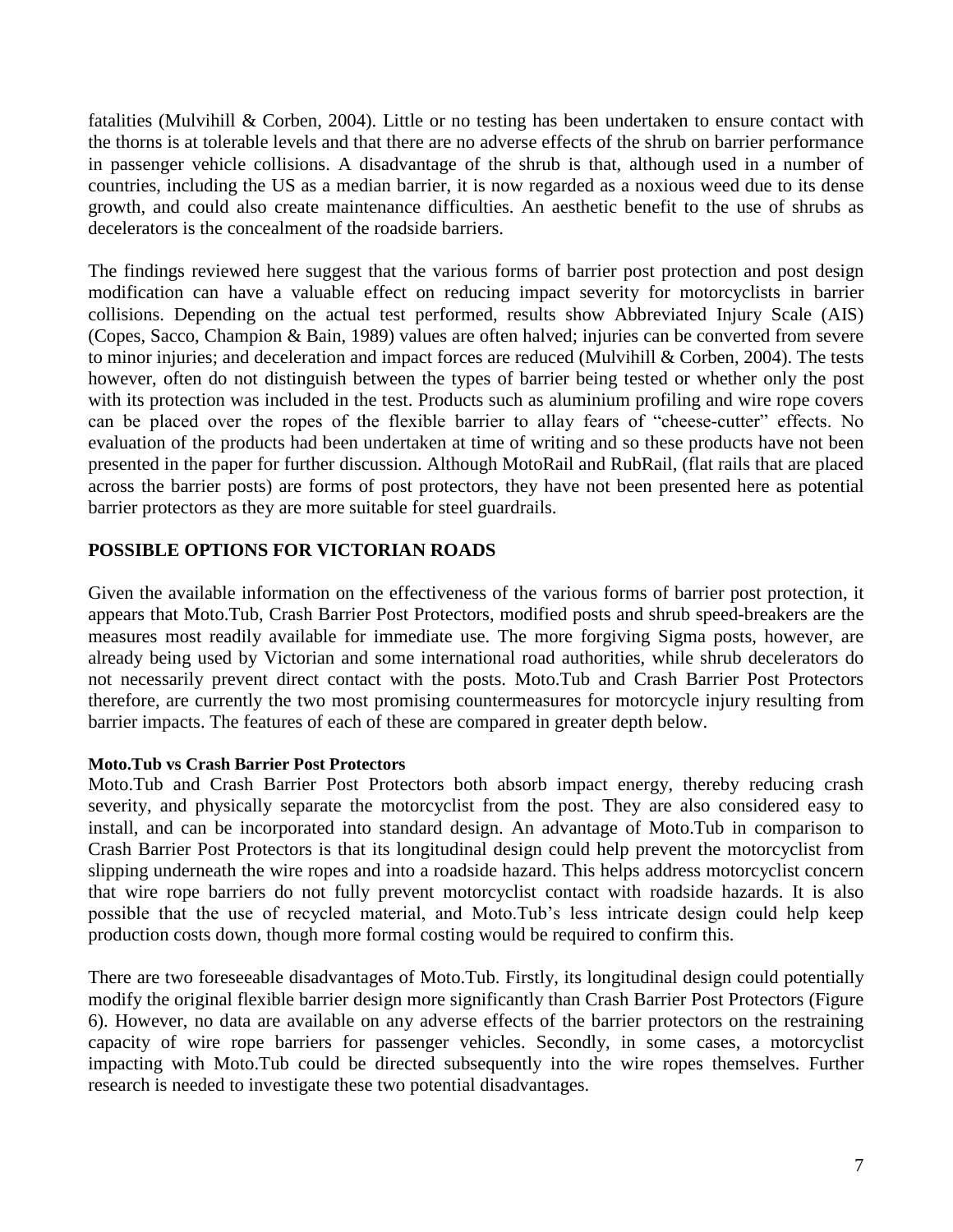fatalities (Mulvihill & Corben, 2004). Little or no testing has been undertaken to ensure contact with the thorns is at tolerable levels and that there are no adverse effects of the shrub on barrier performance in passenger vehicle collisions. A disadvantage of the shrub is that, although used in a number of countries, including the US as a median barrier, it is now regarded as a noxious weed due to its dense growth, and could also create maintenance difficulties. An aesthetic benefit to the use of shrubs as decelerators is the concealment of the roadside barriers.

The findings reviewed here suggest that the various forms of barrier post protection and post design modification can have a valuable effect on reducing impact severity for motorcyclists in barrier collisions. Depending on the actual test performed, results show Abbreviated Injury Scale (AIS) (Copes, Sacco, Champion & Bain, 1989) values are often halved; injuries can be converted from severe to minor injuries; and deceleration and impact forces are reduced (Mulvihill & Corben, 2004). The tests however, often do not distinguish between the types of barrier being tested or whether only the post with its protection was included in the test. Products such as aluminium profiling and wire rope covers can be placed over the ropes of the flexible barrier to allay fears of "cheese-cutter" effects. No evaluation of the products had been undertaken at time of writing and so these products have not been presented in the paper for further discussion. Although MotoRail and RubRail, (flat rails that are placed across the barrier posts) are forms of post protectors, they have not been presented here as potential barrier protectors as they are more suitable for steel guardrails.

## POSSIBLE OPTIONS FOR VICTORIAN ROADS

Given the available information on the effectiveness of the various forms of barrier post protection, it appears that Moto.Tub, Crash Barrier Post Protectors, modified posts and shrub speed-breakers are the measures most readily available for immediate use. The more forgiving Sigma posts, however, are already being used by Victorian and some international road authorities, while shrub decelerators do not necessarily prevent direct contact with the posts. Moto.Tub and Crash Barrier Post Protectors therefore, are currently the two most promising countermeasures for motorcycle injury resulting from barrier impacts. The features of each of these are compared in greater depth below.

### Moto.Tub vs Crash Barrier Post Protectors

Moto.Tub and Crash Barrier Post Protectors both absorb impact energy, thereby reducing crash severity, and physically separate the motorcyclist from the post. They are also considered easy to install, and can be incorporated into standard design. An advantage of Moto.Tub in comparison to Crash Barrier Post Protectors is that its longitudinal design could help prevent the motorcyclist from slipping underneath the wire ropes and into a roadside hazard. This helps address motorcyclist concern that wire rope barriers do not fully prevent motorcyclist contact with roadside hazards. It is also possible that the use of recycled material, and Moto.Tub's less intricate design could help keep production costs down, though more formal costing would be required to confirm this.

There are two foreseeable disadvantages of Moto.Tub. Firstly, its longitudinal design could potentially modify the original flexible barrier design more significantly than Crash Barrier Post Protectors (Figure 6). However, no data are available on any adverse effects of the barrier protectors on the restraining capacity of wire rope barriers for passenger vehicles. Secondly, in some cases, a motorcyclist impacting with Moto.Tub could be directed subsequently into the wire ropes themselves. Further research is needed to investigate these two potential disadvantages.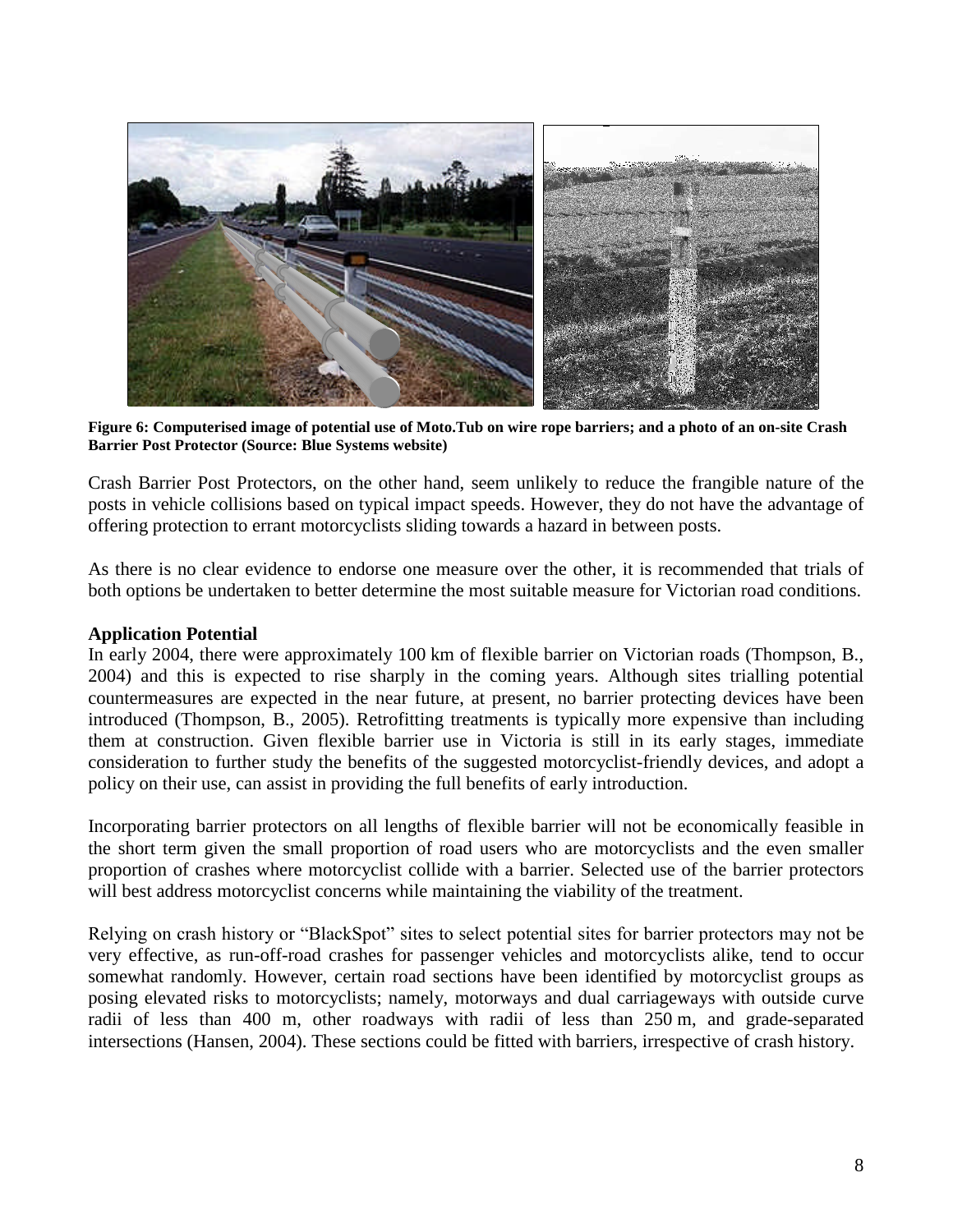**Figure 6: Computerised image of potential use of Moto.Tub on wire rope barriers; and a photo of an on-site Crash Barrier Post Protector (Source: Blue Systems website)**

Crash Barrier Post Protectors, on the other hand, seem unlikely to reduce the frangible nature of the posts in vehicle collisions based on typical impact speeds. However, they do not have the advantage of offering protection to errant motorcyclists sliding towards a hazard in between posts.

As there is no clear evidence to endorse one measure over the other, it is recommended that trials of both options be undertaken to better determine the most suitable measure for Victorian road conditions.

**Application Potential**

In early 2004, there were approximately 100 km of flexible barrier on Victorian roads (Thompson, B., 2004) and this is expected to rise sharply in the coming years. Although sites trialling potential countermeasures are expected in the near future, at present, no barrier protecting devices have been introduced (Thompson, B., 2005). Retrofitting treatments is typically more expensive than including them at construction. Given flexible barrier use in Victoria is still in its early stages, immediate consideration to further study the benefits of the suggested motorcyclist-friendly devices, and adopt a policy on their use, can assist in providing the full benefits of early introduction.

Incorporating barrier protectors on all lengths of flexible barrier will not be economically feasible in the short term given the small proportion of road users who are motorcyclists and the even smaller proportion of crashes where motorcyclist collide with a barrier. Selected use of the barrier protectors will best address motorcyclist concerns while maintaining the viability of the treatment.

Relying on crash history or "BlackSpot" sites to select potential sites for barrier protectors may not be very effective, as run-off-road crashes for passenger vehicles and motorcyclists alike, tend to occur somewhat randomly. However, certain road sections have been identified by motorcyclist groups as posing elevated risks to motorcyclists; namely, motorways and dual carriageways with outside curve radii of less than 400 m, other roadways with radii of less than 250 m, and grade-separated intersections (Hansen, 2004). These sections could be fitted with barriers, irrespective of crash history.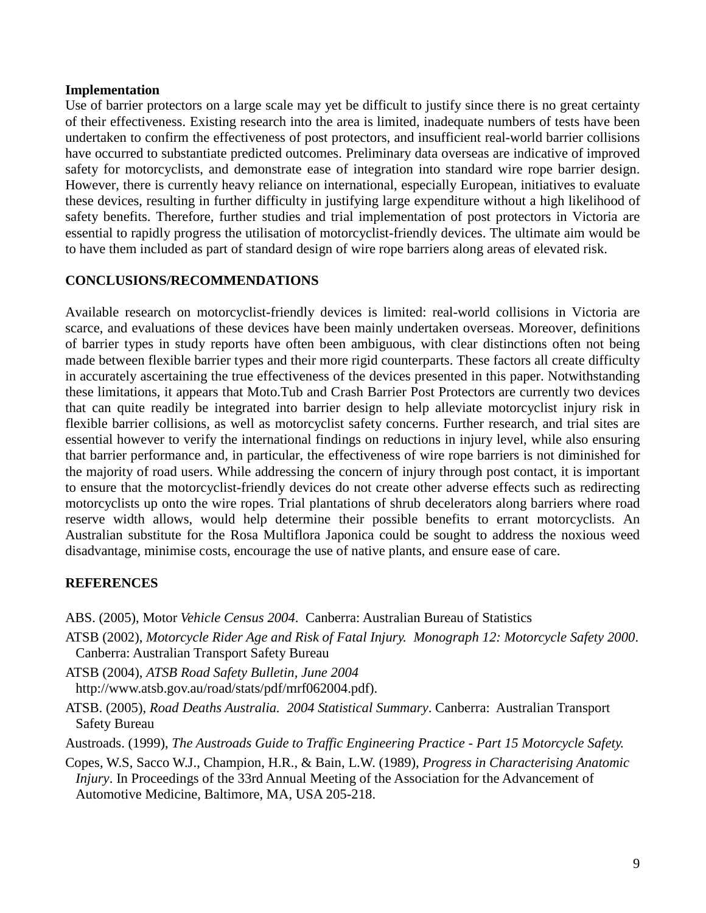**Implementation**

Use of barrier protectors on a large scale may yet be difficult to justify since there is no great certainty of their effectiveness. Existing research into the area is limited, inadequate numbers of tests have been undertaken to confirm the effectiveness of post protectors, and insufficient real-world barrier collisions have occurred to substantiate predicted outcomes. Preliminary data overseas are indicative of improved safety for motorcyclists, and demonstrate ease of integration into standard wire rope barrier design. However, there is currently heavy reliance on international, especially European, initiatives to evaluate these devices, resulting in further difficulty in justifying large expenditure without a high likelihood of safety benefits. Therefore, further studies and trial implementation of post protectors in Victoria are essential to rapidly progress the utilisation of motorcyclist-friendly devices. The ultimate aim would be to have them included as part of standard design of wire rope barriers along areas of elevated risk.

## CONCLUSIONS/RECOMMENDATIONS

Available research on motorcyclist-friendly devices is limited: real-world collisions in Victoria are scarce, and evaluations of these devices have been mainly undertaken overseas. Moreover, definitions of barrier types in study reports have often been ambiguous, with clear distinctions often not being made between flexible barrier types and their more rigid counterparts. These factors all create difficulty in accurately ascertaining the true effectiveness of the devices presented in this paper. Notwithstanding these limitations, it appears that Moto.Tub and Crash Barrier Post Protectors are currently two devices that can quite readily be integrated into barrier design to help alleviate motorcyclist injury risk in flexible barrier collisions, as well as motorcyclist safety concerns. Further research, and trial sites are essential however to verify the international findings on reductions in injury level, while also ensuring that barrier performance and, in particular, the effectiveness of wire rope barriers is not diminished for the majority of road users. While addressing the concern of injury through post contact, it is important to ensure that the motorcyclist-friendly devices do not create other adverse effects such as redirecting motorcyclists up onto the wire ropes. Trial plantations of shrub decelerators along barriers where road reserve width allows, would help determine their possible benefits to errant motorcyclists. An Australian substitute for the Rosa Multiflora Japonica could be sought to address the noxious weed disadvantage, minimise costs, encourage the use of native plants, and ensure ease of care.

## REFERENCES

ABS. (2005), Motor *Vehicle Census 2004*. Canberra: Australian Bureau of Statistics

ATSB (2002), *Motorcycle Rider Age and Risk of Fatal Injury. Monograph 12: Motorcycle Safety 2000*. Canberra: Australian Transport Safety Bureau

ATSB (2004), *ATSB Road Safety Bulletin, June 2004* http://www.atsb.gov.au/road/stats/pdf/mrf062004.pdf).

ATSB. (2005), *Road Deaths Australia. 2004 Statistical Summary*. Canberra: Australian Transport Safety Bureau

Austroads. (1999), *The Austroads Guide to Traffic Engineering Practice - Part 15 Motorcycle Safety.*

Copes, W.S, Sacco W.J., Champion, H.R., & Bain, L.W. (1989), *Progress in Characterising Anatomic Injury*. In Proceedings of the 33rd Annual Meeting of the Association for the Advancement of Automotive Medicine, Baltimore, MA, USA 205-218.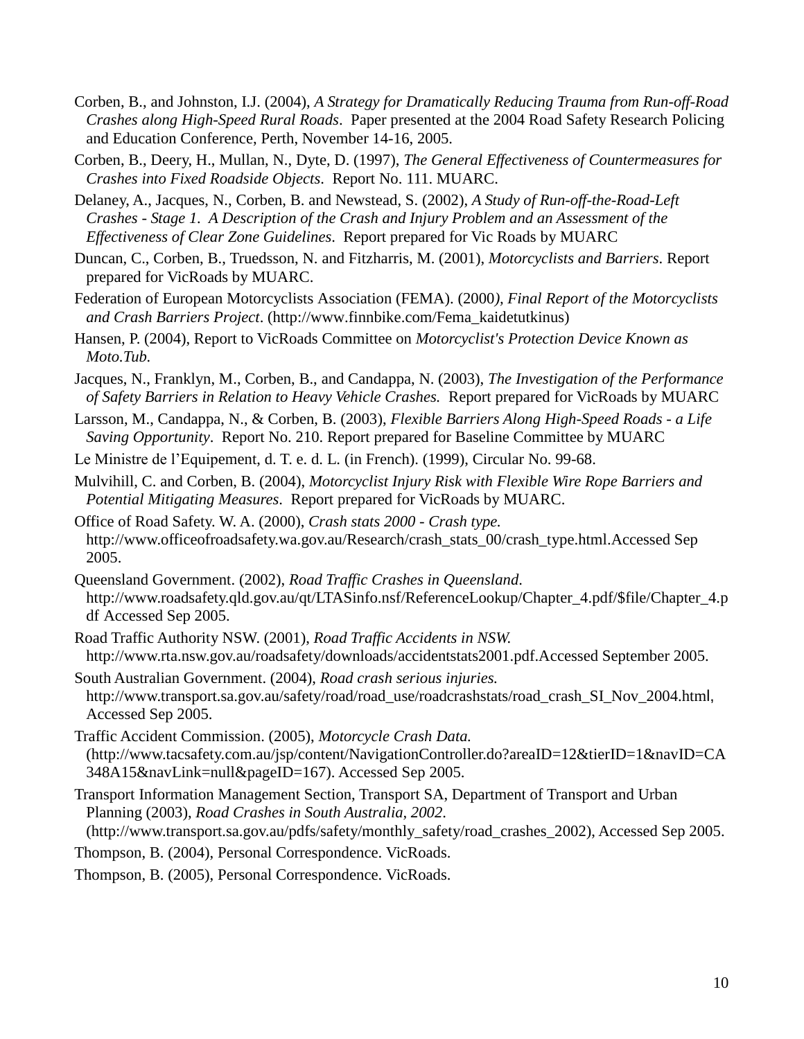Corben, B., and Johnston, I.J. (2004), *A Strategy for Dramatically Reducing Trauma from Run-off-Road Crashes along High-Speed Rural Roads*. Paper presented at the 2004 Road Safety Research Policing and Education Conference, Perth, November 14-16, 2005.

Corben, B., Deery, H., Mullan, N., Dyte, D. (1997), *The General Effectiveness of Countermeasures for Crashes into Fixed Roadside Objects*. Report No. 111. MUARC.

Delaney, A., Jacques, N., Corben, B. and Newstead, S. (2002), *A Study of Run-off-the-Road-Left Crashes - Stage 1. A Description of the Crash and Injury Problem and an Assessment of the Effectiveness of Clear Zone Guidelines*. Report prepared for Vic Roads by MUARC

Duncan, C., Corben, B., Truedsson, N. and Fitzharris, M. (2001), *Motorcyclists and Barriers*. Report prepared for VicRoads by MUARC.

Federation of European Motorcyclists Association (FEMA). (2000*), Final Report of the Motorcyclists and Crash Barriers Project*. (http://www.finnbike.com/Fema_kaidetutkinus)

Hansen, P. (2004), Report to VicRoads Committee on *Motorcyclist's Protection Device Known as Moto.Tub.*

Jacques, N., Franklyn, M., Corben, B., and Candappa, N. (2003), *The Investigation of the Performance of Safety Barriers in Relation to Heavy Vehicle Crashes.* Report prepared for VicRoads by MUARC

Larsson, M., Candappa, N., & Corben, B. (2003), *Flexible Barriers Along High-Speed Roads - a Life Saving Opportunity*. Report No. 210. Report prepared for Baseline Committee by MUARC

Le Ministre de l'Equipement, d. T. e. d. L. (in French). (1999), Circular No. 99-68.

Mulvihill, C. and Corben, B. (2004), *Motorcyclist Injury Risk with Flexible Wire Rope Barriers and Potential Mitigating Measures*. Report prepared for VicRoads by MUARC.

Office of Road Safety. W. A. (2000), *Crash stats 2000 - Crash type.* http://www.officeofroadsafety.wa.gov.au/Research/crash_stats_00/crash_type.html.Accessed Sep 2005.

Queensland Government. (2002), *Road Traffic Crashes in Queensland*. http://www.roadsafety.qld.gov.au/qt/LTASinfo.nsf/ReferenceLookup/Chapter_4.pdf/$file/Chapter_4.pdf Accessed Sep 2005.

Road Traffic Authority NSW. (2001), *Road Traffic Accidents in NSW.* http://www.rta.nsw.gov.au/roadsafety/downloads/accidentstats2001.pdf.Accessed September 2005.

South Australian Government. (2004), *Road crash serious injuries.* http://www.transport.sa.gov.au/safety/road/road_use/roadcrashstats/road_crash_SI_Nov_2004.html, Accessed Sep 2005.

Traffic Accident Commission. (2005), *Motorcycle Crash Data.* (http://www.tacsafety.com.au/jsp/content/NavigationController.do?areaID=12&tierID=1&navID=CA348A15&navLink=null&pageID=167). Accessed Sep 2005.

Transport Information Management Section, Transport SA, Department of Transport and Urban Planning (2003), *Road Crashes in South Australia, 2002*. (http://www.transport.sa.gov.au/pdfs/safety/monthly_safety/road_crashes_2002), Accessed Sep 2005.

Thompson, B. (2004), Personal Correspondence. VicRoads.

Thompson, B. (2005), Personal Correspondence. VicRoads.